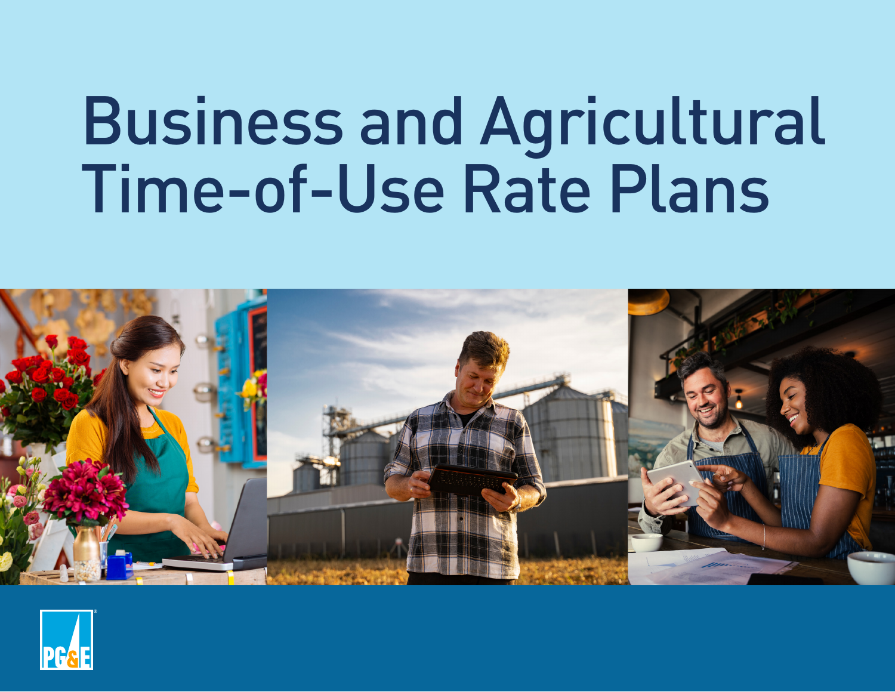# Business and Agricultural Time-of-Use Rate Plans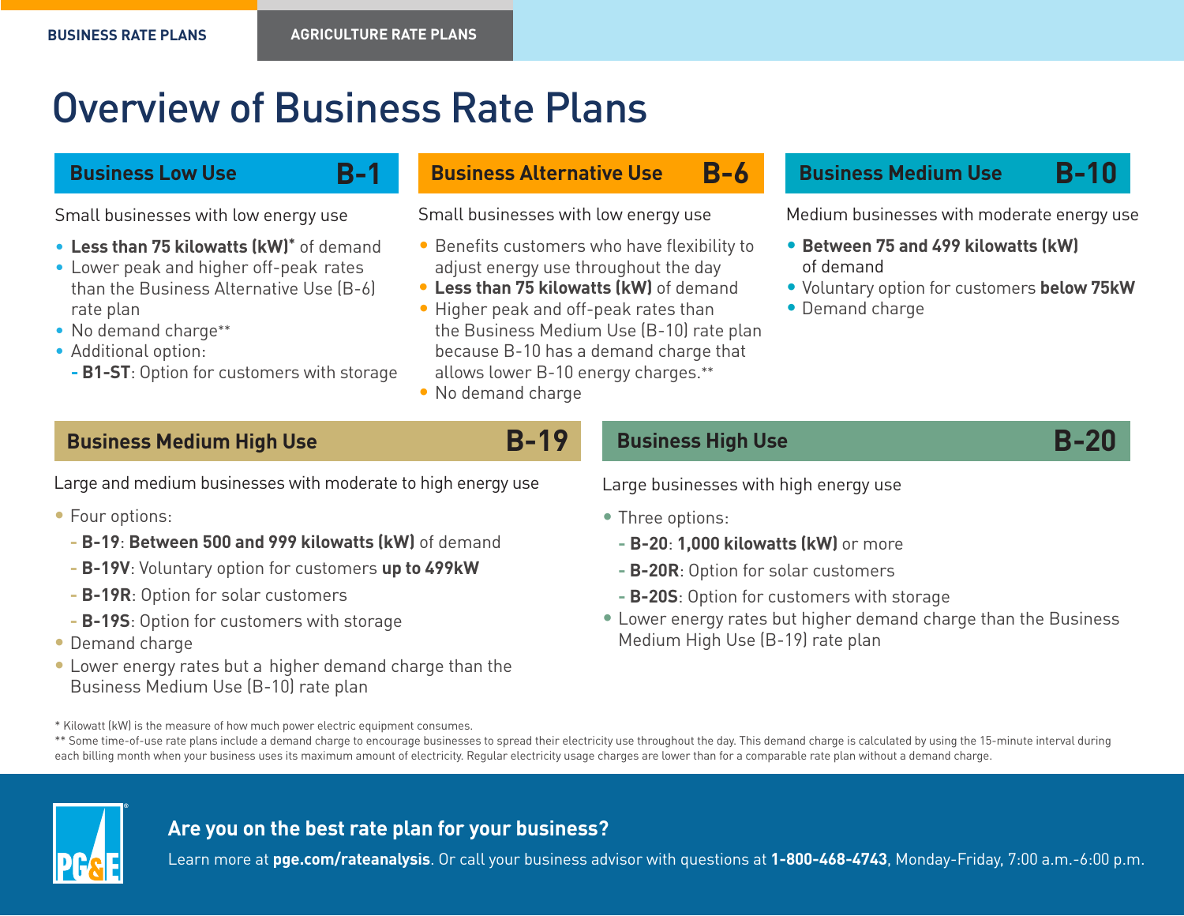BUSINESS RATE PLANS | AGRICULTURE RATE PLANS

# Overview of Business Rate Plans

## Business Low Use — B-1

Small businesses with low energy use

- **Less than 75 kilowatts (kW)*** of demand
- Lower peak and higher off-peak rates than the Business Alternative Use (B-6) rate plan
- No demand charge**
- Additional option:
  - **B1-ST**: Option for customers with storage

## Business Alternative Use — B-6

Small businesses with low energy use

- Benefits customers who have flexibility to adjust energy use throughout the day
- **Less than 75 kilowatts (kW)** of demand
- Higher peak and off-peak rates than the Business Medium Use (B-10) rate plan because B-10 has a demand charge that allows lower B-10 energy charges.**
- No demand charge

## Business Medium Use — B-10

Medium businesses with moderate energy use

- **Between 75 and 499 kilowatts (kW)** of demand
- Voluntary option for customers **below 75kW**
- Demand charge

## Business Medium High Use — B-19

Large and medium businesses with moderate to high energy use

- Four options:
  - **B-19**: **Between 500 and 999 kilowatts (kW)** of demand
  - **B-19V**: Voluntary option for customers **up to 499kW**
  - **B-19R**: Option for solar customers
  - **B-19S**: Option for customers with storage
- Demand charge
- Lower energy rates but a higher demand charge than the Business Medium Use (B-10) rate plan

## Business High Use — B-20

Large businesses with high energy use

- Three options:
  - **B-20**: **1,000 kilowatts (kW)** or more
  - **B-20R**: Option for solar customers
  - **B-20S**: Option for customers with storage
- Lower energy rates but higher demand charge than the Business Medium High Use (B-19) rate plan

\* Kilowatt (kW) is the measure of how much power electric equipment consumes.

\*\* Some time-of-use rate plans include a demand charge to encourage businesses to spread their electricity use throughout the day. This demand charge is calculated by using the 15-minute interval during each billing month when your business uses its maximum amount of electricity. Regular electricity usage charges are lower than for a comparable rate plan without a demand charge.

**Are you on the best rate plan for your business?**

Learn more at **pge.com/rateanalysis**. Or call your business advisor with questions at **1-800-468-4743**, Monday-Friday, 7:00 a.m.-6:00 p.m.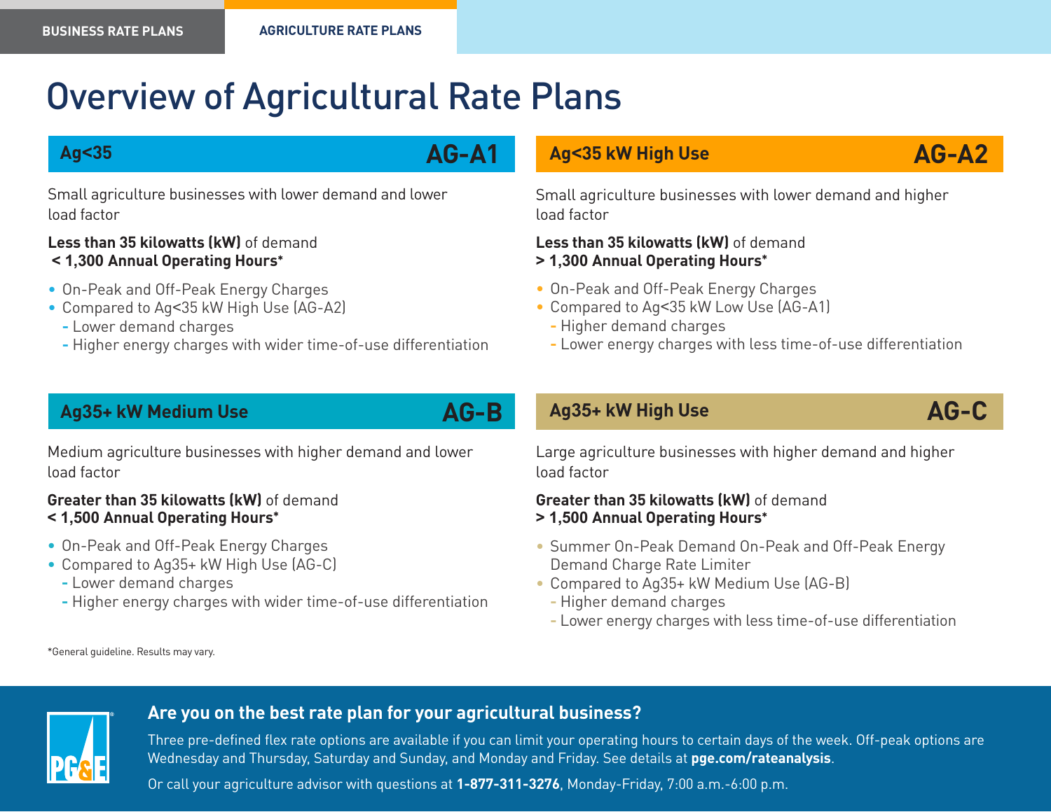BUSINESS RATE PLANS | AGRICULTURE RATE PLANS

# Overview of Agricultural Rate Plans

## Ag<35 — AG-A1

Small agriculture businesses with lower demand and lower load factor

**Less than 35 kilowatts (kW)** of demand
**< 1,300 Annual Operating Hours***

- On-Peak and Off-Peak Energy Charges
- Compared to Ag<35 kW High Use (AG-A2)
  - Lower demand charges
  - Higher energy charges with wider time-of-use differentiation

## Ag<35 kW High Use — AG-A2

Small agriculture businesses with lower demand and higher load factor

**Less than 35 kilowatts (kW)** of demand
**> 1,300 Annual Operating Hours***

- On-Peak and Off-Peak Energy Charges
- Compared to Ag<35 kW Low Use (AG-A1)
  - Higher demand charges
  - Lower energy charges with less time-of-use differentiation

## Ag35+ kW Medium Use — AG-B

Medium agriculture businesses with higher demand and lower load factor

**Greater than 35 kilowatts (kW)** of demand
**< 1,500 Annual Operating Hours***

- On-Peak and Off-Peak Energy Charges
- Compared to Ag35+ kW High Use (AG-C)
  - Lower demand charges
  - Higher energy charges with wider time-of-use differentiation

## Ag35+ kW High Use — AG-C

Large agriculture businesses with higher demand and higher load factor

**Greater than 35 kilowatts (kW)** of demand
**> 1,500 Annual Operating Hours***

- Summer On-Peak Demand On-Peak and Off-Peak Energy Demand Charge Rate Limiter
- Compared to Ag35+ kW Medium Use (AG-B)
  - Higher demand charges
  - Lower energy charges with less time-of-use differentiation

*General guideline. Results may vary.

### Are you on the best rate plan for your agricultural business?

Three pre-defined flex rate options are available if you can limit your operating hours to certain days of the week. Off-peak options are Wednesday and Thursday, Saturday and Sunday, and Monday and Friday. See details at **pge.com/rateanalysis**.

Or call your agriculture advisor with questions at **1-877-311-3276**, Monday-Friday, 7:00 a.m.-6:00 p.m.